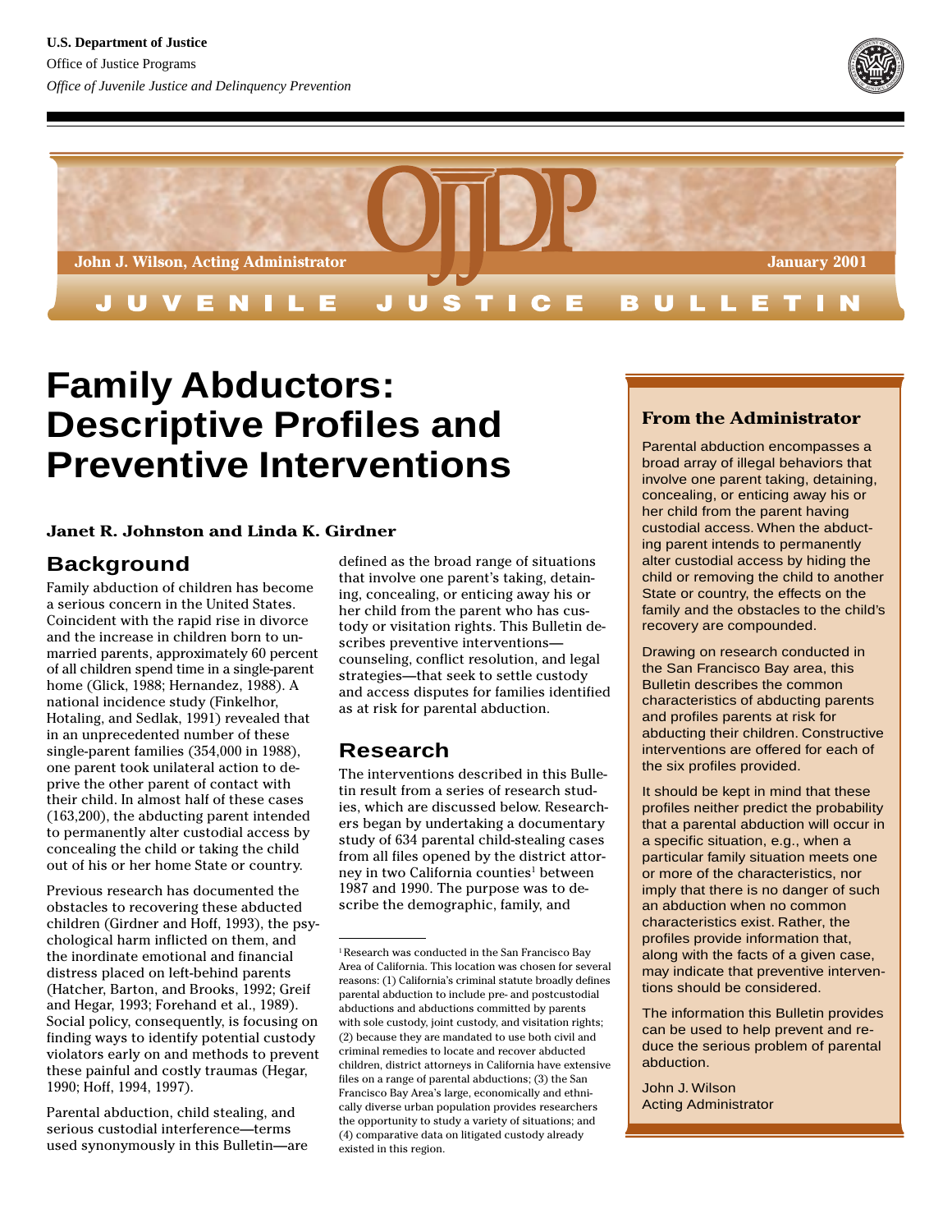U.S. Department of Justice

Office of Justice Programs

*Office of Juvenile Justice and Delinquency Prevention*

OJJDP

John J. Wilson, Acting Administrator

January 2001

JUVENILE JUSTICE BULLETIN

# Family Abductors: Descriptive Profiles and Preventive Interventions

**Janet R. Johnston and Linda K. Girdner**

## Background

Family abduction of children has become a serious concern in the United States. Coincident with the rapid rise in divorce and the increase in children born to unmarried parents, approximately 60 percent of all children spend time in a single-parent home (Glick, 1988; Hernandez, 1988). A national incidence study (Finkelhor, Hotaling, and Sedlak, 1991) revealed that in an unprecedented number of these single-parent families (354,000 in 1988), one parent took unilateral action to deprive the other parent of contact with their child. In almost half of these cases (163,200), the abducting parent intended to permanently alter custodial access by concealing the child or taking the child out of his or her home State or country.

Previous research has documented the obstacles to recovering these abducted children (Girdner and Hoff, 1993), the psychological harm inflicted on them, and the inordinate emotional and financial distress placed on left-behind parents (Hatcher, Barton, and Brooks, 1992; Greif and Hegar, 1993; Forehand et al., 1989). Social policy, consequently, is focusing on finding ways to identify potential custody violators early on and methods to prevent these painful and costly traumas (Hegar, 1990; Hoff, 1994, 1997).

Parental abduction, child stealing, and serious custodial interference—terms used synonymously in this Bulletin—are defined as the broad range of situations that involve one parent's taking, detaining, concealing, or enticing away his or her child from the parent who has custody or visitation rights. This Bulletin describes preventive interventions—counseling, conflict resolution, and legal strategies—that seek to settle custody and access disputes for families identified as at risk for parental abduction.

## Research

The interventions described in this Bulletin result from a series of research studies, which are discussed below. Researchers began by undertaking a documentary study of 634 parental child-stealing cases from all files opened by the district attorney in two California counties[1] between 1987 and 1990. The purpose was to describe the demographic, family, and

[1] Research was conducted in the San Francisco Bay Area of California. This location was chosen for several reasons: (1) California's criminal statute broadly defines parental abduction to include pre- and postcustodial abductions and abductions committed by parents with sole custody, joint custody, and visitation rights; (2) because they are mandated to use both civil and criminal remedies to locate and recover abducted children, district attorneys in California have extensive files on a range of parental abductions; (3) the San Francisco Bay Area's large, economically and ethnically diverse urban population provides researchers the opportunity to study a variety of situations; and (4) comparative data on litigated custody already existed in this region.

---

**From the Administrator**

Parental abduction encompasses a broad array of illegal behaviors that involve one parent taking, detaining, concealing, or enticing away his or her child from the parent having custodial access. When the abducting parent intends to permanently alter custodial access by hiding the child or removing the child to another State or country, the effects on the family and the obstacles to the child's recovery are compounded.

Drawing on research conducted in the San Francisco Bay area, this Bulletin describes the common characteristics of abducting parents and profiles parents at risk for abducting their children. Constructive interventions are offered for each of the six profiles provided.

It should be kept in mind that these profiles neither predict the probability that a parental abduction will occur in a specific situation, e.g., when a particular family situation meets one or more of the characteristics, nor imply that there is no danger of such an abduction when no common characteristics exist. Rather, the profiles provide information that, along with the facts of a given case, may indicate that preventive interventions should be considered.

The information this Bulletin provides can be used to help prevent and reduce the serious problem of parental abduction.

John J. Wilson
Acting Administrator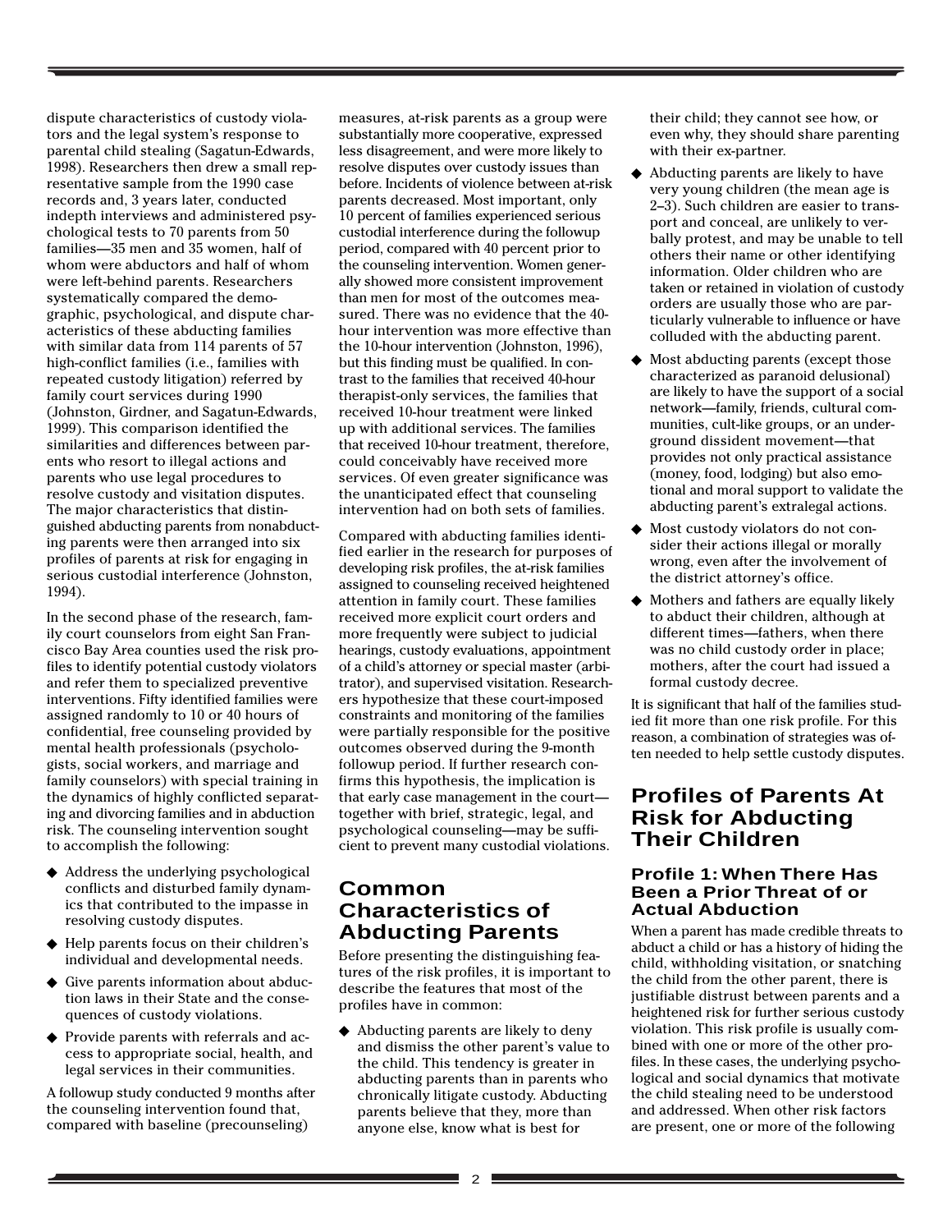dispute characteristics of custody violators and the legal system's response to parental child stealing (Sagatun-Edwards, 1998). Researchers then drew a small representative sample from the 1990 case records and, 3 years later, conducted indepth interviews and administered psychological tests to 70 parents from 50 families—35 men and 35 women, half of whom were abductors and half of whom were left-behind parents. Researchers systematically compared the demographic, psychological, and dispute characteristics of these abducting families with similar data from 114 parents of 57 high-conflict families (i.e., families with repeated custody litigation) referred by family court services during 1990 (Johnston, Girdner, and Sagatun-Edwards, 1999). This comparison identified the similarities and differences between parents who resort to illegal actions and parents who use legal procedures to resolve custody and visitation disputes. The major characteristics that distinguished abducting parents from nonabducting parents were then arranged into six profiles of parents at risk for engaging in serious custodial interference (Johnston, 1994).

In the second phase of the research, family court counselors from eight San Francisco Bay Area counties used the risk profiles to identify potential custody violators and refer them to specialized preventive interventions. Fifty identified families were assigned randomly to 10 or 40 hours of confidential, free counseling provided by mental health professionals (psychologists, social workers, and marriage and family counselors) with special training in the dynamics of highly conflicted separating and divorcing families and in abduction risk. The counseling intervention sought to accomplish the following:

- Address the underlying psychological conflicts and disturbed family dynamics that contributed to the impasse in resolving custody disputes.
- Help parents focus on their children's individual and developmental needs.
- Give parents information about abduction laws in their State and the consequences of custody violations.
- Provide parents with referrals and access to appropriate social, health, and legal services in their communities.

A followup study conducted 9 months after the counseling intervention found that, compared with baseline (precounseling) measures, at-risk parents as a group were substantially more cooperative, expressed less disagreement, and were more likely to resolve disputes over custody issues than before. Incidents of violence between at-risk parents decreased. Most important, only 10 percent of families experienced serious custodial interference during the followup period, compared with 40 percent prior to the counseling intervention. Women generally showed more consistent improvement than men for most of the outcomes measured. There was no evidence that the 40-hour intervention was more effective than the 10-hour intervention (Johnston, 1996), but this finding must be qualified. In contrast to the families that received 40-hour therapist-only services, the families that received 10-hour treatment were linked up with additional services. The families that received 10-hour treatment, therefore, could conceivably have received more services. Of even greater significance was the unanticipated effect that counseling intervention had on both sets of families.

Compared with abducting families identified earlier in the research for purposes of developing risk profiles, the at-risk families assigned to counseling received heightened attention in family court. These families received more explicit court orders and more frequently were subject to judicial hearings, custody evaluations, appointment of a child's attorney or special master (arbitrator), and supervised visitation. Researchers hypothesize that these court-imposed constraints and monitoring of the families were partially responsible for the positive outcomes observed during the 9-month followup period. If further research confirms this hypothesis, the implication is that early case management in the court—together with brief, strategic, legal, and psychological counseling—may be sufficient to prevent many custodial violations.

## Common Characteristics of Abducting Parents

Before presenting the distinguishing features of the risk profiles, it is important to describe the features that most of the profiles have in common:

- Abducting parents are likely to deny and dismiss the other parent's value to the child. This tendency is greater in abducting parents than in parents who chronically litigate custody. Abducting parents believe that they, more than anyone else, know what is best for their child; they cannot see how, or even why, they should share parenting with their ex-partner.
- Abducting parents are likely to have very young children (the mean age is 2–3). Such children are easier to transport and conceal, are unlikely to verbally protest, and may be unable to tell others their name or other identifying information. Older children who are taken or retained in violation of custody orders are usually those who are particularly vulnerable to influence or have colluded with the abducting parent.
- Most abducting parents (except those characterized as paranoid delusional) are likely to have the support of a social network—family, friends, cultural communities, cult-like groups, or an underground dissident movement—that provides not only practical assistance (money, food, lodging) but also emotional and moral support to validate the abducting parent's extralegal actions.
- Most custody violators do not consider their actions illegal or morally wrong, even after the involvement of the district attorney's office.
- Mothers and fathers are equally likely to abduct their children, although at different times—fathers, when there was no child custody order in place; mothers, after the court had issued a formal custody decree.

It is significant that half of the families studied fit more than one risk profile. For this reason, a combination of strategies was often needed to help settle custody disputes.

## Profiles of Parents At Risk for Abducting Their Children

### Profile 1: When There Has Been a Prior Threat of or Actual Abduction

When a parent has made credible threats to abduct a child or has a history of hiding the child, withholding visitation, or snatching the child from the other parent, there is justifiable distrust between parents and a heightened risk for further serious custody violation. This risk profile is usually combined with one or more of the other profiles. In these cases, the underlying psychological and social dynamics that motivate the child stealing need to be understood and addressed. When other risk factors are present, one or more of the following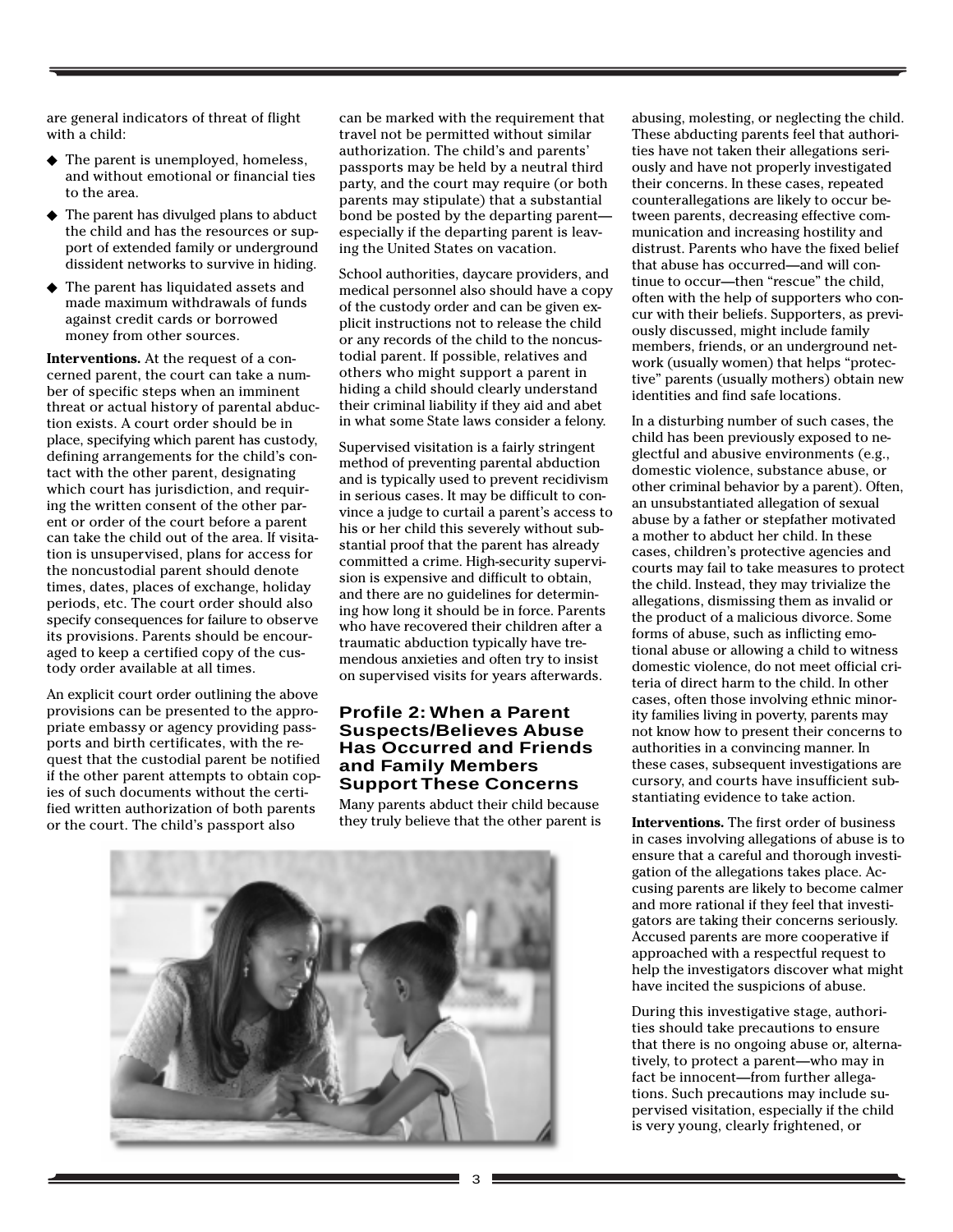are general indicators of threat of flight with a child:

- The parent is unemployed, homeless, and without emotional or financial ties to the area.
- The parent has divulged plans to abduct the child and has the resources or support of extended family or underground dissident networks to survive in hiding.
- The parent has liquidated assets and made maximum withdrawals of funds against credit cards or borrowed money from other sources.

**Interventions.** At the request of a concerned parent, the court can take a number of specific steps when an imminent threat or actual history of parental abduction exists. A court order should be in place, specifying which parent has custody, defining arrangements for the child's contact with the other parent, designating which court has jurisdiction, and requiring the written consent of the other parent or order of the court before a parent can take the child out of the area. If visitation is unsupervised, plans for access for the noncustodial parent should denote times, dates, places of exchange, holiday periods, etc. The court order should also specify consequences for failure to observe its provisions. Parents should be encouraged to keep a certified copy of the custody order available at all times.

An explicit court order outlining the above provisions can be presented to the appropriate embassy or agency providing passports and birth certificates, with the request that the custodial parent be notified if the other parent attempts to obtain copies of such documents without the certified written authorization of both parents or the court. The child's passport also can be marked with the requirement that travel not be permitted without similar authorization. The child's and parents' passports may be held by a neutral third party, and the court may require (or both parents may stipulate) that a substantial bond be posted by the departing parent—especially if the departing parent is leaving the United States on vacation.

School authorities, daycare providers, and medical personnel also should have a copy of the custody order and can be given explicit instructions not to release the child or any records of the child to the noncustodial parent. If possible, relatives and others who might support a parent in hiding a child should clearly understand their criminal liability if they aid and abet in what some State laws consider a felony.

Supervised visitation is a fairly stringent method of preventing parental abduction and is typically used to prevent recidivism in serious cases. It may be difficult to convince a judge to curtail a parent's access to his or her child this severely without substantial proof that the parent has already committed a crime. High-security supervision is expensive and difficult to obtain, and there are no guidelines for determining how long it should be in force. Parents who have recovered their children after a traumatic abduction typically have tremendous anxieties and often try to insist on supervised visits for years afterwards.

## Profile 2: When a Parent Suspects/Believes Abuse Has Occurred and Friends and Family Members Support These Concerns

Many parents abduct their child because they truly believe that the other parent is abusing, molesting, or neglecting the child. These abducting parents feel that authorities have not taken their allegations seriously and have not properly investigated their concerns. In these cases, repeated counterallegations are likely to occur between parents, decreasing effective communication and increasing hostility and distrust. Parents who have the fixed belief that abuse has occurred—and will continue to occur—then "rescue" the child, often with the help of supporters who concur with their beliefs. Supporters, as previously discussed, might include family members, friends, or an underground network (usually women) that helps "protective" parents (usually mothers) obtain new identities and find safe locations.

In a disturbing number of such cases, the child has been previously exposed to neglectful and abusive environments (e.g., domestic violence, substance abuse, or other criminal behavior by a parent). Often, an unsubstantiated allegation of sexual abuse by a father or stepfather motivated a mother to abduct her child. In these cases, children's protective agencies and courts may fail to take measures to protect the child. Instead, they may trivialize the allegations, dismissing them as invalid or the product of a malicious divorce. Some forms of abuse, such as inflicting emotional abuse or allowing a child to witness domestic violence, do not meet official criteria of direct harm to the child. In other cases, often those involving ethnic minority families living in poverty, parents may not know how to present their concerns to authorities in a convincing manner. In these cases, subsequent investigations are cursory, and courts have insufficient substantiating evidence to take action.

**Interventions.** The first order of business in cases involving allegations of abuse is to ensure that a careful and thorough investigation of the allegations takes place. Accusing parents are likely to become calmer and more rational if they feel that investigators are taking their concerns seriously. Accused parents are more cooperative if approached with a respectful request to help the investigators discover what might have incited the suspicions of abuse.

During this investigative stage, authorities should take precautions to ensure that there is no ongoing abuse or, alternatively, to protect a parent—who may in fact be innocent—from further allegations. Such precautions may include supervised visitation, especially if the child is very young, clearly frightened, or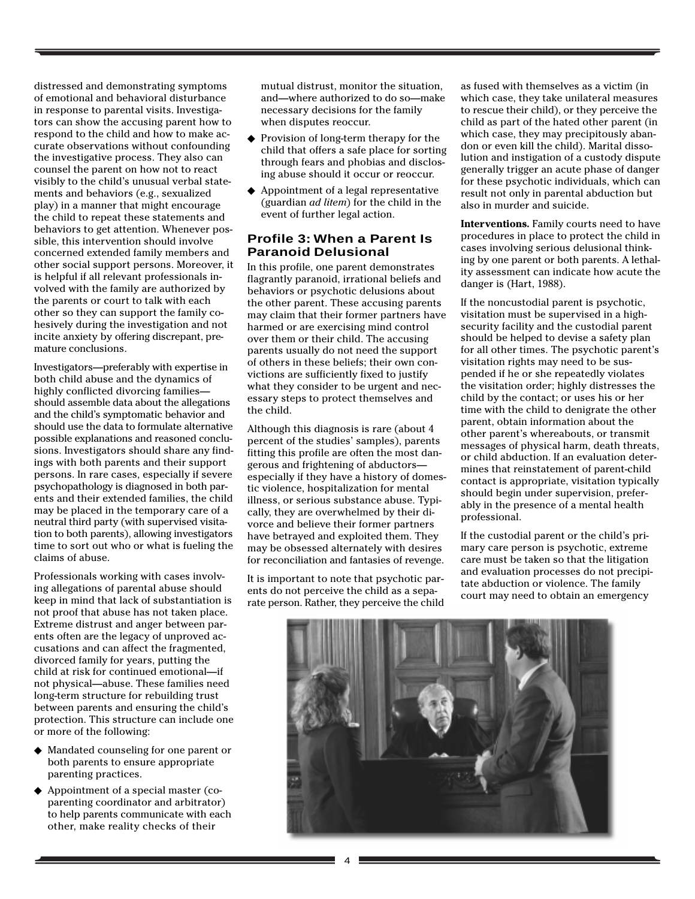distressed and demonstrating symptoms of emotional and behavioral disturbance in response to parental visits. Investigators can show the accusing parent how to respond to the child and how to make accurate observations without confounding the investigative process. They also can counsel the parent on how not to react visibly to the child's unusual verbal statements and behaviors (e.g., sexualized play) in a manner that might encourage the child to repeat these statements and behaviors to get attention. Whenever possible, this intervention should involve concerned extended family members and other social support persons. Moreover, it is helpful if all relevant professionals involved with the family are authorized by the parents or court to talk with each other so they can support the family cohesively during the investigation and not incite anxiety by offering discrepant, premature conclusions.

Investigators—preferably with expertise in both child abuse and the dynamics of highly conflicted divorcing families—should assemble data about the allegations and the child's symptomatic behavior and should use the data to formulate alternative possible explanations and reasoned conclusions. Investigators should share any findings with both parents and their support persons. In rare cases, especially if severe psychopathology is diagnosed in both parents and their extended families, the child may be placed in the temporary care of a neutral third party (with supervised visitation to both parents), allowing investigators time to sort out who or what is fueling the claims of abuse.

Professionals working with cases involving allegations of parental abuse should keep in mind that lack of substantiation is not proof that abuse has not taken place. Extreme distrust and anger between parents often are the legacy of unproved accusations and can affect the fragmented, divorced family for years, putting the child at risk for continued emotional—if not physical—abuse. These families need long-term structure for rebuilding trust between parents and ensuring the child's protection. This structure can include one or more of the following:

- Mandated counseling for one parent or both parents to ensure appropriate parenting practices.
- Appointment of a special master (coparenting coordinator and arbitrator) to help parents communicate with each other, make reality checks of their mutual distrust, monitor the situation, and—where authorized to do so—make necessary decisions for the family when disputes reoccur.
- Provision of long-term therapy for the child that offers a safe place for sorting through fears and phobias and disclosing abuse should it occur or reoccur.
- Appointment of a legal representative (guardian *ad litem*) for the child in the event of further legal action.

## Profile 3: When a Parent Is Paranoid Delusional

In this profile, one parent demonstrates flagrantly paranoid, irrational beliefs and behaviors or psychotic delusions about the other parent. These accusing parents may claim that their former partners have harmed or are exercising mind control over them or their child. The accusing parents usually do not need the support of others in these beliefs; their own convictions are sufficiently fixed to justify what they consider to be urgent and necessary steps to protect themselves and the child.

Although this diagnosis is rare (about 4 percent of the studies' samples), parents fitting this profile are often the most dangerous and frightening of abductors—especially if they have a history of domestic violence, hospitalization for mental illness, or serious substance abuse. Typically, they are overwhelmed by their divorce and believe their former partners have betrayed and exploited them. They may be obsessed alternately with desires for reconciliation and fantasies of revenge.

It is important to note that psychotic parents do not perceive the child as a separate person. Rather, they perceive the child as fused with themselves as a victim (in which case, they take unilateral measures to rescue their child), or they perceive the child as part of the hated other parent (in which case, they may precipitously abandon or even kill the child). Marital dissolution and instigation of a custody dispute generally trigger an acute phase of danger for these psychotic individuals, which can result not only in parental abduction but also in murder and suicide.

**Interventions.** Family courts need to have procedures in place to protect the child in cases involving serious delusional thinking by one parent or both parents. A lethality assessment can indicate how acute the danger is (Hart, 1988).

If the noncustodial parent is psychotic, visitation must be supervised in a high-security facility and the custodial parent should be helped to devise a safety plan for all other times. The psychotic parent's visitation rights may need to be suspended if he or she repeatedly violates the visitation order; highly distresses the child by the contact; or uses his or her time with the child to denigrate the other parent, obtain information about the other parent's whereabouts, or transmit messages of physical harm, death threats, or child abduction. If an evaluation determines that reinstatement of parent-child contact is appropriate, visitation typically should begin under supervision, preferably in the presence of a mental health professional.

If the custodial parent or the child's primary care person is psychotic, extreme care must be taken so that the litigation and evaluation processes do not precipitate abduction or violence. The family court may need to obtain an emergency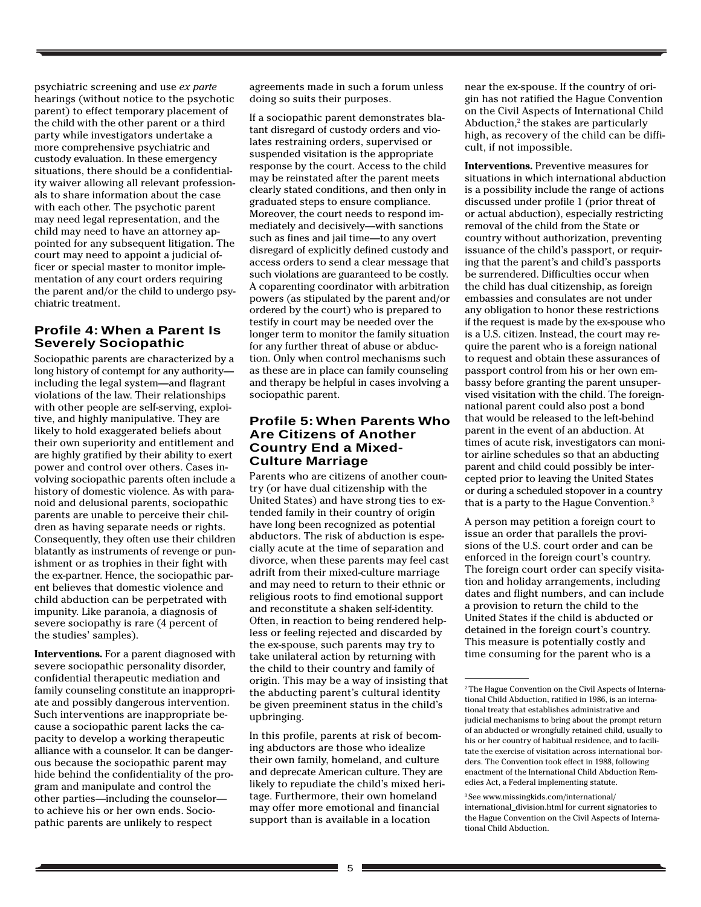psychiatric screening and use *ex parte* hearings (without notice to the psychotic parent) to effect temporary placement of the child with the other parent or a third party while investigators undertake a more comprehensive psychiatric and custody evaluation. In these emergency situations, there should be a confidentiality waiver allowing all relevant professionals to share information about the case with each other. The psychotic parent may need legal representation, and the child may need to have an attorney appointed for any subsequent litigation. The court may need to appoint a judicial officer or special master to monitor implementation of any court orders requiring the parent and/or the child to undergo psychiatric treatment.

## Profile 4: When a Parent Is Severely Sociopathic

Sociopathic parents are characterized by a long history of contempt for any authority—including the legal system—and flagrant violations of the law. Their relationships with other people are self-serving, exploitive, and highly manipulative. They are likely to hold exaggerated beliefs about their own superiority and entitlement and are highly gratified by their ability to exert power and control over others. Cases involving sociopathic parents often include a history of domestic violence. As with paranoid and delusional parents, sociopathic parents are unable to perceive their children as having separate needs or rights. Consequently, they often use their children blatantly as instruments of revenge or punishment or as trophies in their fight with the ex-partner. Hence, the sociopathic parent believes that domestic violence and child abduction can be perpetrated with impunity. Like paranoia, a diagnosis of severe sociopathy is rare (4 percent of the studies' samples).

**Interventions.** For a parent diagnosed with severe sociopathic personality disorder, confidential therapeutic mediation and family counseling constitute an inappropriate and possibly dangerous intervention. Such interventions are inappropriate because a sociopathic parent lacks the capacity to develop a working therapeutic alliance with a counselor. It can be dangerous because the sociopathic parent may hide behind the confidentiality of the program and manipulate and control the other parties—including the counselor—to achieve his or her own ends. Sociopathic parents are unlikely to respect agreements made in such a forum unless doing so suits their purposes.

If a sociopathic parent demonstrates blatant disregard of custody orders and violates restraining orders, supervised or suspended visitation is the appropriate response by the court. Access to the child may be reinstated after the parent meets clearly stated conditions, and then only in graduated steps to ensure compliance. Moreover, the court needs to respond immediately and decisively—with sanctions such as fines and jail time—to any overt disregard of explicitly defined custody and access orders to send a clear message that such violations are guaranteed to be costly. A coparenting coordinator with arbitration powers (as stipulated by the parent and/or ordered by the court) who is prepared to testify in court may be needed over the longer term to monitor the family situation for any further threat of abuse or abduction. Only when control mechanisms such as these are in place can family counseling and therapy be helpful in cases involving a sociopathic parent.

## Profile 5: When Parents Who Are Citizens of Another Country End a Mixed-Culture Marriage

Parents who are citizens of another country (or have dual citizenship with the United States) and have strong ties to extended family in their country of origin have long been recognized as potential abductors. The risk of abduction is especially acute at the time of separation and divorce, when these parents may feel cast adrift from their mixed-culture marriage and may need to return to their ethnic or religious roots to find emotional support and reconstitute a shaken self-identity. Often, in reaction to being rendered helpless or feeling rejected and discarded by the ex-spouse, such parents may try to take unilateral action by returning with the child to their country and family of origin. This may be a way of insisting that the abducting parent's cultural identity be given preeminent status in the child's upbringing.

In this profile, parents at risk of becoming abductors are those who idealize their own family, homeland, and culture and deprecate American culture. They are likely to repudiate the child's mixed heritage. Furthermore, their own homeland may offer more emotional and financial support than is available in a location near the ex-spouse. If the country of origin has not ratified the Hague Convention on the Civil Aspects of International Child Abduction,[2] the stakes are particularly high, as recovery of the child can be difficult, if not impossible.

**Interventions.** Preventive measures for situations in which international abduction is a possibility include the range of actions discussed under profile 1 (prior threat of or actual abduction), especially restricting removal of the child from the State or country without authorization, preventing issuance of the child's passport, or requiring that the parent's and child's passports be surrendered. Difficulties occur when the child has dual citizenship, as foreign embassies and consulates are not under any obligation to honor these restrictions if the request is made by the ex-spouse who is a U.S. citizen. Instead, the court may require the parent who is a foreign national to request and obtain these assurances of passport control from his or her own embassy before granting the parent unsupervised visitation with the child. The foreign-national parent could also post a bond that would be released to the left-behind parent in the event of an abduction. At times of acute risk, investigators can monitor airline schedules so that an abducting parent and child could possibly be intercepted prior to leaving the United States or during a scheduled stopover in a country that is a party to the Hague Convention.[3]

A person may petition a foreign court to issue an order that parallels the provisions of the U.S. court order and can be enforced in the foreign court's country. The foreign court order can specify visitation and holiday arrangements, including dates and flight numbers, and can include a provision to return the child to the United States if the child is abducted or detained in the foreign court's country. This measure is potentially costly and time consuming for the parent who is a

---

[2] The Hague Convention on the Civil Aspects of International Child Abduction, ratified in 1986, is an international treaty that establishes administrative and judicial mechanisms to bring about the prompt return of an abducted or wrongfully retained child, usually to his or her country of habitual residence, and to facilitate the exercise of visitation across international borders. The Convention took effect in 1988, following enactment of the International Child Abduction Remedies Act, a Federal implementing statute.

[3] See www.missingkids.com/international/international_division.html for current signatories to the Hague Convention on the Civil Aspects of International Child Abduction.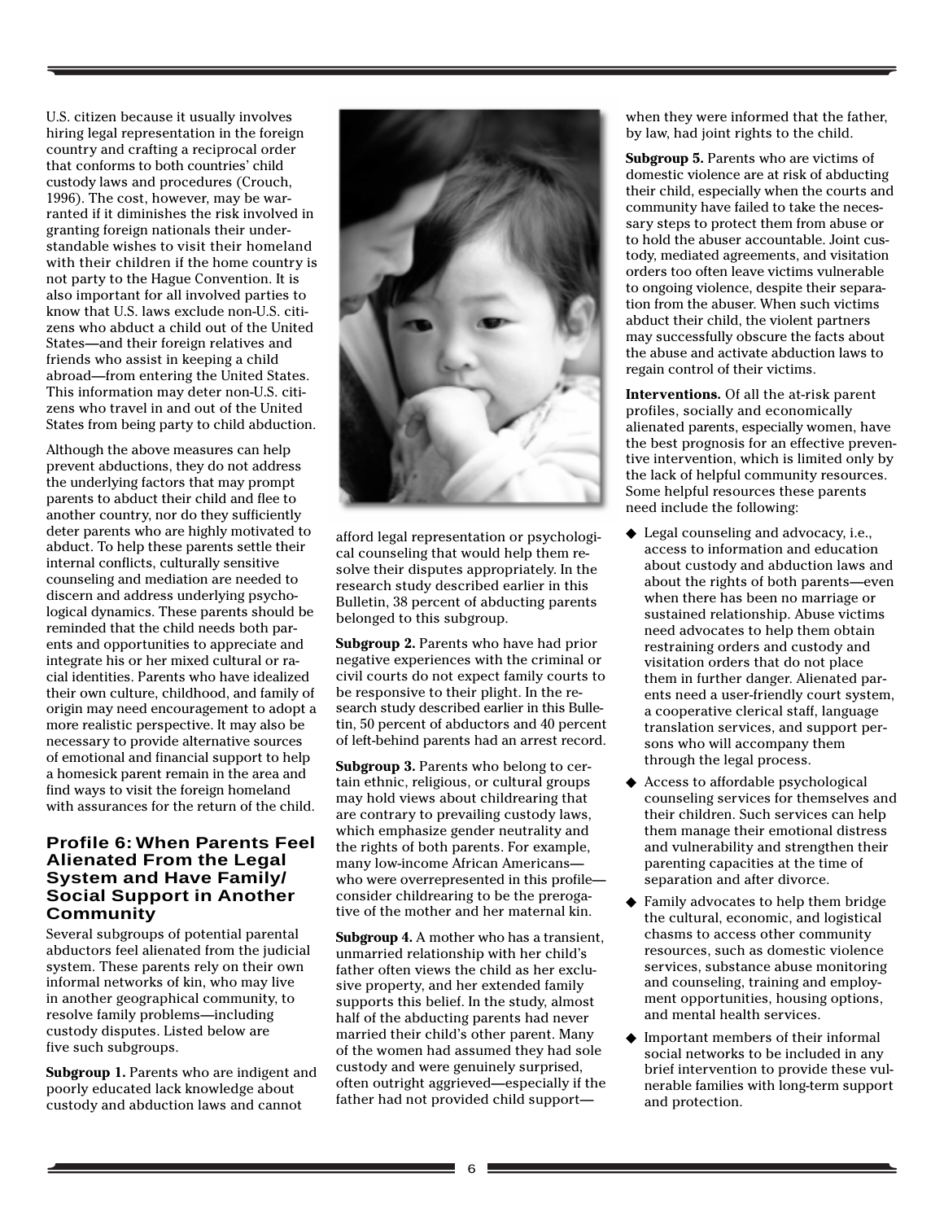U.S. citizen because it usually involves hiring legal representation in the foreign country and crafting a reciprocal order that conforms to both countries' child custody laws and procedures (Crouch, 1996). The cost, however, may be warranted if it diminishes the risk involved in granting foreign nationals their understandable wishes to visit their homeland with their children if the home country is not party to the Hague Convention. It is also important for all involved parties to know that U.S. laws exclude non-U.S. citizens who abduct a child out of the United States—and their foreign relatives and friends who assist in keeping a child abroad—from entering the United States. This information may deter non-U.S. citizens who travel in and out of the United States from being party to child abduction.

Although the above measures can help prevent abductions, they do not address the underlying factors that may prompt parents to abduct their child and flee to another country, nor do they sufficiently deter parents who are highly motivated to abduct. To help these parents settle their internal conflicts, culturally sensitive counseling and mediation are needed to discern and address underlying psychological dynamics. These parents should be reminded that the child needs both parents and opportunities to appreciate and integrate his or her mixed cultural or racial identities. Parents who have idealized their own culture, childhood, and family of origin may need encouragement to adopt a more realistic perspective. It may also be necessary to provide alternative sources of emotional and financial support to help a homesick parent remain in the area and find ways to visit the foreign homeland with assurances for the return of the child.

## Profile 6: When Parents Feel Alienated From the Legal System and Have Family/Social Support in Another Community

Several subgroups of potential parental abductors feel alienated from the judicial system. These parents rely on their own informal networks of kin, who may live in another geographical community, to resolve family problems—including custody disputes. Listed below are five such subgroups.

**Subgroup 1.** Parents who are indigent and poorly educated lack knowledge about custody and abduction laws and cannot afford legal representation or psychological counseling that would help them resolve their disputes appropriately. In the research study described earlier in this Bulletin, 38 percent of abducting parents belonged to this subgroup.

**Subgroup 2.** Parents who have had prior negative experiences with the criminal or civil courts do not expect family courts to be responsive to their plight. In the research study described earlier in this Bulletin, 50 percent of abductors and 40 percent of left-behind parents had an arrest record.

**Subgroup 3.** Parents who belong to certain ethnic, religious, or cultural groups may hold views about childrearing that are contrary to prevailing custody laws, which emphasize gender neutrality and the rights of both parents. For example, many low-income African Americans—who were overrepresented in this profile—consider childrearing to be the prerogative of the mother and her maternal kin.

**Subgroup 4.** A mother who has a transient, unmarried relationship with her child's father often views the child as her exclusive property, and her extended family supports this belief. In the study, almost half of the abducting parents had never married their child's other parent. Many of the women had assumed they had sole custody and were genuinely surprised, often outright aggrieved—especially if the father had not provided child support—when they were informed that the father, by law, had joint rights to the child.

**Subgroup 5.** Parents who are victims of domestic violence are at risk of abducting their child, especially when the courts and community have failed to take the necessary steps to protect them from abuse or to hold the abuser accountable. Joint custody, mediated agreements, and visitation orders too often leave victims vulnerable to ongoing violence, despite their separation from the abuser. When such victims abduct their child, the violent partners may successfully obscure the facts about the abuse and activate abduction laws to regain control of their victims.

**Interventions.** Of all the at-risk parent profiles, socially and economically alienated parents, especially women, have the best prognosis for an effective preventive intervention, which is limited only by the lack of helpful community resources. Some helpful resources these parents need include the following:

- Legal counseling and advocacy, i.e., access to information and education about custody and abduction laws and about the rights of both parents—even when there has been no marriage or sustained relationship. Abuse victims need advocates to help them obtain restraining orders and custody and visitation orders that do not place them in further danger. Alienated parents need a user-friendly court system, a cooperative clerical staff, language translation services, and support persons who will accompany them through the legal process.
- Access to affordable psychological counseling services for themselves and their children. Such services can help them manage their emotional distress and vulnerability and strengthen their parenting capacities at the time of separation and after divorce.
- Family advocates to help them bridge the cultural, economic, and logistical chasms to access other community resources, such as domestic violence services, substance abuse monitoring and counseling, training and employment opportunities, housing options, and mental health services.
- Important members of their informal social networks to be included in any brief intervention to provide these vulnerable families with long-term support and protection.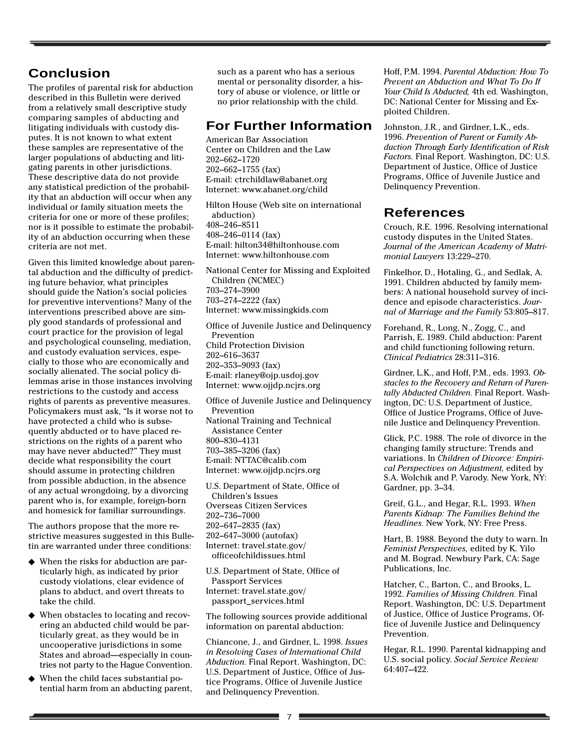## Conclusion

The profiles of parental risk for abduction described in this Bulletin were derived from a relatively small descriptive study comparing samples of abducting and litigating individuals with custody disputes. It is not known to what extent these samples are representative of the larger populations of abducting and litigating parents in other jurisdictions. These descriptive data do not provide any statistical prediction of the probability that an abduction will occur when any individual or family situation meets the criteria for one or more of these profiles; nor is it possible to estimate the probability of an abduction occurring when these criteria are not met.

Given this limited knowledge about parental abduction and the difficulty of predicting future behavior, what principles should guide the Nation's social policies for preventive interventions? Many of the interventions prescribed above are simply good standards of professional and court practice for the provision of legal and psychological counseling, mediation, and custody evaluation services, especially to those who are economically and socially alienated. The social policy dilemmas arise in those instances involving restrictions to the custody and access rights of parents as preventive measures. Policymakers must ask, "Is it worse not to have protected a child who is subsequently abducted or to have placed restrictions on the rights of a parent who may have never abducted?" They must decide what responsibility the court should assume in protecting children from possible abduction, in the absence of any actual wrongdoing, by a divorcing parent who is, for example, foreign-born and homesick for familiar surroundings.

The authors propose that the more restrictive measures suggested in this Bulletin are warranted under three conditions:

- When the risks for abduction are particularly high, as indicated by prior custody violations, clear evidence of plans to abduct, and overt threats to take the child.
- When obstacles to locating and recovering an abducted child would be particularly great, as they would be in uncooperative jurisdictions in some States and abroad—especially in countries not party to the Hague Convention.
- When the child faces substantial potential harm from an abducting parent, such as a parent who has a serious mental or personality disorder, a history of abuse or violence, or little or no prior relationship with the child.

## For Further Information

American Bar Association
Center on Children and the Law
202–662–1720
202–662–1755 (fax)
E-mail: ctrchildlaw@abanet.org
Internet: www.abanet.org/child

Hilton House (Web site on international abduction)
408–246–8511
408–246–0114 (fax)
E-mail: hilton34@hiltonhouse.com
Internet: www.hiltonhouse.com

National Center for Missing and Exploited Children (NCMEC)
703–274–3900
703–274–2222 (fax)
Internet: www.missingkids.com

Office of Juvenile Justice and Delinquency Prevention
Child Protection Division
202–616–3637
202–353–9093 (fax)
E-mail: rlaney@ojp.usdoj.gov
Internet: www.ojjdp.ncjrs.org

Office of Juvenile Justice and Delinquency Prevention
National Training and Technical Assistance Center
800–830–4131
703–385–3206 (fax)
E-mail: NTTAC@calib.com
Internet: www.ojjdp.ncjrs.org

U.S. Department of State, Office of Children's Issues
Overseas Citizen Services
202–736–7000
202–647–2835 (fax)
202–647–3000 (autofax)
Internet: travel.state.gov/officeofchildissues.html

U.S. Department of State, Office of Passport Services
Internet: travel.state.gov/passport_services.html

The following sources provide additional information on parental abduction:

Chiancone, J., and Girdner, L. 1998. *Issues in Resolving Cases of International Child Abduction.* Final Report. Washington, DC: U.S. Department of Justice, Office of Justice Programs, Office of Juvenile Justice and Delinquency Prevention.

Hoff, P.M. 1994. *Parental Abduction: How To Prevent an Abduction and What To Do If Your Child Is Abducted,* 4th ed. Washington, DC: National Center for Missing and Exploited Children.

Johnston, J.R., and Girdner, L.K., eds. 1996. *Prevention of Parent or Family Abduction Through Early Identification of Risk Factors.* Final Report. Washington, DC: U.S. Department of Justice, Office of Justice Programs, Office of Juvenile Justice and Delinquency Prevention.

## References

Crouch, R.E. 1996. Resolving international custody disputes in the United States. *Journal of the American Academy of Matrimonial Lawyers* 13:229–270.

Finkelhor, D., Hotaling, G., and Sedlak, A. 1991. Children abducted by family members: A national household survey of incidence and episode characteristics. *Journal of Marriage and the Family* 53:805–817.

Forehand, R., Long, N., Zogg, C., and Parrish, E. 1989. Child abduction: Parent and child functioning following return. *Clinical Pediatrics* 28:311–316.

Girdner, L.K., and Hoff, P.M., eds. 1993. *Obstacles to the Recovery and Return of Parentally Abducted Children.* Final Report. Washington, DC: U.S. Department of Justice, Office of Justice Programs, Office of Juvenile Justice and Delinquency Prevention.

Glick, P.C. 1988. The role of divorce in the changing family structure: Trends and variations. In *Children of Divorce: Empirical Perspectives on Adjustment,* edited by S.A. Wolchik and P. Varody. New York, NY: Gardner, pp. 3–34.

Greif, G.L., and Hegar, R.L. 1993. *When Parents Kidnap: The Families Behind the Headlines.* New York, NY: Free Press.

Hart, B. 1988. Beyond the duty to warn. In *Feminist Perspectives,* edited by K. Yilo and M. Bograd. Newbury Park, CA: Sage Publications, Inc.

Hatcher, C., Barton, C., and Brooks, L. 1992. *Families of Missing Children.* Final Report. Washington, DC: U.S. Department of Justice, Office of Justice Programs, Office of Juvenile Justice and Delinquency Prevention.

Hegar, R.L. 1990. Parental kidnapping and U.S. social policy. *Social Service Review* 64:407–422.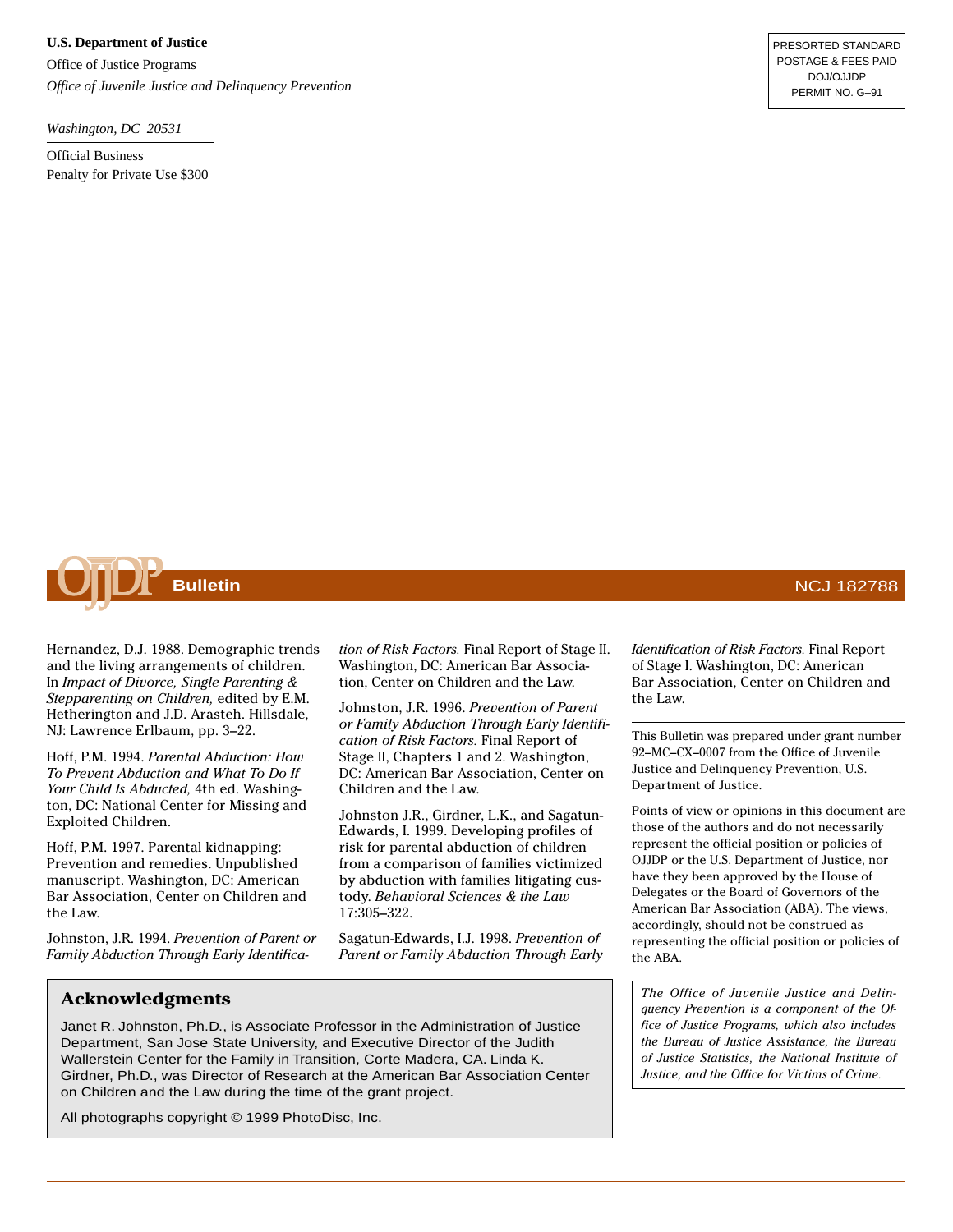**U.S. Department of Justice**

Office of Justice Programs

*Office of Juvenile Justice and Delinquency Prevention*

*Washington, DC 20531*

Official Business
Penalty for Private Use $300

PRESORTED STANDARD
POSTAGE & FEES PAID
DOJ/OJJDP
PERMIT NO. G–91

OJJDP **Bulletin** NCJ 182788

Hernandez, D.J. 1988. Demographic trends and the living arrangements of children. In *Impact of Divorce, Single Parenting & Stepparenting on Children,* edited by E.M. Hetherington and J.D. Arasteh. Hillsdale, NJ: Lawrence Erlbaum, pp. 3–22.

Hoff, P.M. 1994. *Parental Abduction: How To Prevent Abduction and What To Do If Your Child Is Abducted,* 4th ed. Washington, DC: National Center for Missing and Exploited Children.

Hoff, P.M. 1997. Parental kidnapping: Prevention and remedies. Unpublished manuscript. Washington, DC: American Bar Association, Center on Children and the Law.

Johnston, J.R. 1994. *Prevention of Parent or Family Abduction Through Early Identification of Risk Factors.* Final Report of Stage II. Washington, DC: American Bar Association, Center on Children and the Law.

Johnston, J.R. 1996. *Prevention of Parent or Family Abduction Through Early Identification of Risk Factors.* Final Report of Stage II, Chapters 1 and 2. Washington, DC: American Bar Association, Center on Children and the Law.

Johnston J.R., Girdner, L.K., and Sagatun-Edwards, I. 1999. Developing profiles of risk for parental abduction of children from a comparison of families victimized by abduction with families litigating custody. *Behavioral Sciences & the Law* 17:305–322.

Sagatun-Edwards, I.J. 1998. *Prevention of Parent or Family Abduction Through Early Identification of Risk Factors.* Final Report of Stage I. Washington, DC: American Bar Association, Center on Children and the Law.

This Bulletin was prepared under grant number 92–MC–CX–0007 from the Office of Juvenile Justice and Delinquency Prevention, U.S. Department of Justice.

Points of view or opinions in this document are those of the authors and do not necessarily represent the official position or policies of OJJDP or the U.S. Department of Justice, nor have they been approved by the House of Delegates or the Board of Governors of the American Bar Association (ABA). The views, accordingly, should not be construed as representing the official position or policies of the ABA.

*The Office of Juvenile Justice and Delinquency Prevention is a component of the Office of Justice Programs, which also includes the Bureau of Justice Assistance, the Bureau of Justice Statistics, the National Institute of Justice, and the Office for Victims of Crime.*

## Acknowledgments

Janet R. Johnston, Ph.D., is Associate Professor in the Administration of Justice Department, San Jose State University, and Executive Director of the Judith Wallerstein Center for the Family in Transition, Corte Madera, CA. Linda K. Girdner, Ph.D., was Director of Research at the American Bar Association Center on Children and the Law during the time of the grant project.

All photographs copyright © 1999 PhotoDisc, Inc.